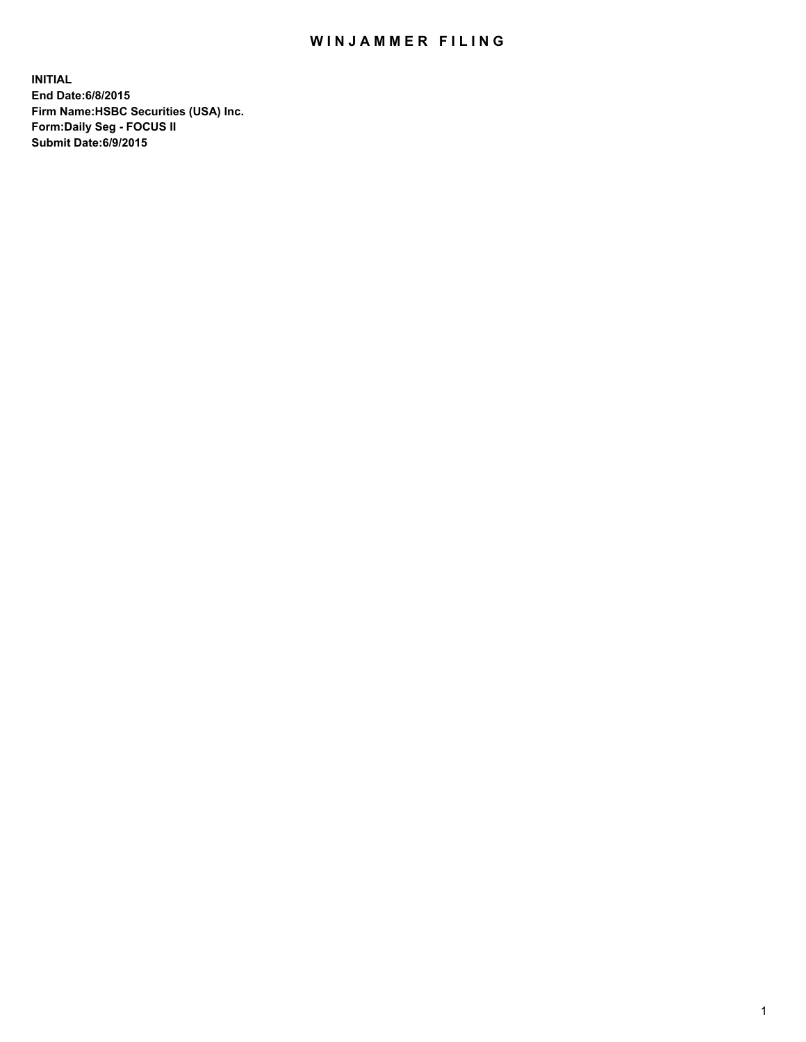# WINJAMMER FILING

**INITIAL**
**End Date:6/8/2015**
**Firm Name:HSBC Securities (USA) Inc.**
**Form:Daily Seg - FOCUS II**
**Submit Date:6/9/2015**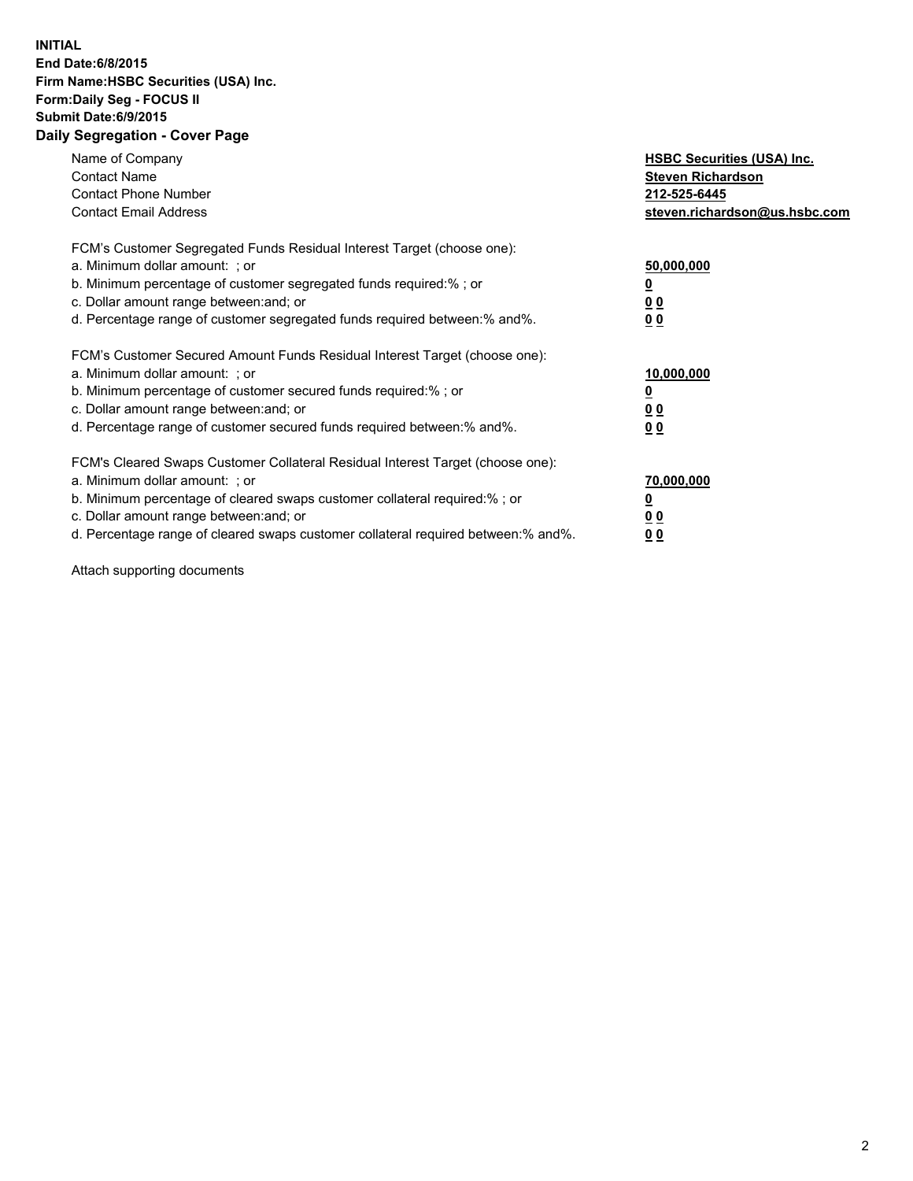**INITIAL**
**End Date:6/8/2015**
**Firm Name:HSBC Securities (USA) Inc.**
**Form:Daily Seg - FOCUS II**
**Submit Date:6/9/2015**

## Daily Segregation - Cover Page

| | |
|---|---|
| Name of Company | **HSBC Securities (USA) Inc.** |
| Contact Name | **Steven Richardson** |
| Contact Phone Number | **212-525-6445** |
| Contact Email Address | **steven.richardson@us.hsbc.com** |

| | |
|---|---|
| FCM's Customer Segregated Funds Residual Interest Target (choose one): | |
| a. Minimum dollar amount: ; or | **50,000,000** |
| b. Minimum percentage of customer segregated funds required:% ; or | **0** |
| c. Dollar amount range between:and; or | **0 0** |
| d. Percentage range of customer segregated funds required between:% and%. | **0 0** |

| | |
|---|---|
| FCM's Customer Secured Amount Funds Residual Interest Target (choose one): | |
| a. Minimum dollar amount: ; or | **10,000,000** |
| b. Minimum percentage of customer secured funds required:% ; or | **0** |
| c. Dollar amount range between:and; or | **0 0** |
| d. Percentage range of customer secured funds required between:% and%. | **0 0** |

| | |
|---|---|
| FCM's Cleared Swaps Customer Collateral Residual Interest Target (choose one): | |
| a. Minimum dollar amount: ; or | **70,000,000** |
| b. Minimum percentage of cleared swaps customer collateral required:% ; or | **0** |
| c. Dollar amount range between:and; or | **0 0** |
| d. Percentage range of cleared swaps customer collateral required between:% and%. | **0 0** |

Attach supporting documents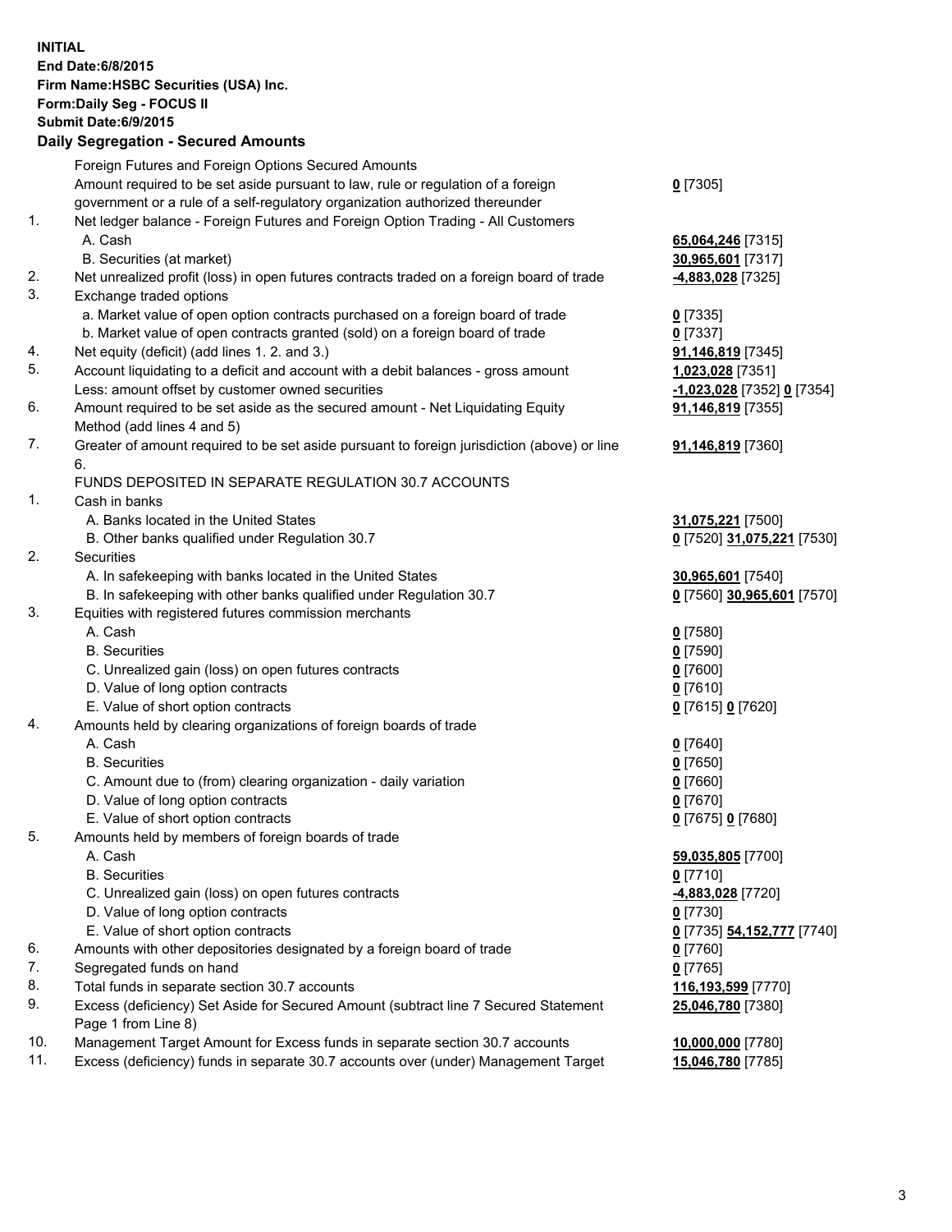**INITIAL**
**End Date:6/8/2015**
**Firm Name:HSBC Securities (USA) Inc.**
**Form:Daily Seg - FOCUS II**
**Submit Date:6/9/2015**

**Daily Segregation - Secured Amounts**

| | | |
|---|---|---|
| | Foreign Futures and Foreign Options Secured Amounts | |
| | Amount required to be set aside pursuant to law, rule or regulation of a foreign government or a rule of a self-regulatory organization authorized thereunder | 0 [7305] |
| 1. | Net ledger balance - Foreign Futures and Foreign Option Trading - All Customers | |
| | A. Cash | 65,064,246 [7315] |
| | B. Securities (at market) | 30,965,601 [7317] |
| 2. | Net unrealized profit (loss) in open futures contracts traded on a foreign board of trade | -4,883,028 [7325] |
| 3. | Exchange traded options | |
| | a. Market value of open option contracts purchased on a foreign board of trade | 0 [7335] |
| | b. Market value of open contracts granted (sold) on a foreign board of trade | 0 [7337] |
| 4. | Net equity (deficit) (add lines 1. 2. and 3.) | 91,146,819 [7345] |
| 5. | Account liquidating to a deficit and account with a debit balances - gross amount | 1,023,028 [7351] |
| | Less: amount offset by customer owned securities | -1,023,028 [7352] 0 [7354] |
| 6. | Amount required to be set aside as the secured amount - Net Liquidating Equity Method (add lines 4 and 5) | 91,146,819 [7355] |
| 7. | Greater of amount required to be set aside pursuant to foreign jurisdiction (above) or line 6. | 91,146,819 [7360] |
| | FUNDS DEPOSITED IN SEPARATE REGULATION 30.7 ACCOUNTS | |
| 1. | Cash in banks | |
| | A. Banks located in the United States | 31,075,221 [7500] |
| | B. Other banks qualified under Regulation 30.7 | 0 [7520] 31,075,221 [7530] |
| 2. | Securities | |
| | A. In safekeeping with banks located in the United States | 30,965,601 [7540] |
| | B. In safekeeping with other banks qualified under Regulation 30.7 | 0 [7560] 30,965,601 [7570] |
| 3. | Equities with registered futures commission merchants | |
| | A. Cash | 0 [7580] |
| | B. Securities | 0 [7590] |
| | C. Unrealized gain (loss) on open futures contracts | 0 [7600] |
| | D. Value of long option contracts | 0 [7610] |
| | E. Value of short option contracts | 0 [7615] 0 [7620] |
| 4. | Amounts held by clearing organizations of foreign boards of trade | |
| | A. Cash | 0 [7640] |
| | B. Securities | 0 [7650] |
| | C. Amount due to (from) clearing organization - daily variation | 0 [7660] |
| | D. Value of long option contracts | 0 [7670] |
| | E. Value of short option contracts | 0 [7675] 0 [7680] |
| 5. | Amounts held by members of foreign boards of trade | |
| | A. Cash | 59,035,805 [7700] |
| | B. Securities | 0 [7710] |
| | C. Unrealized gain (loss) on open futures contracts | -4,883,028 [7720] |
| | D. Value of long option contracts | 0 [7730] |
| | E. Value of short option contracts | 0 [7735] 54,152,777 [7740] |
| 6. | Amounts with other depositories designated by a foreign board of trade | 0 [7760] |
| 7. | Segregated funds on hand | 0 [7765] |
| 8. | Total funds in separate section 30.7 accounts | 116,193,599 [7770] |
| 9. | Excess (deficiency) Set Aside for Secured Amount (subtract line 7 Secured Statement Page 1 from Line 8) | 25,046,780 [7380] |
| 10. | Management Target Amount for Excess funds in separate section 30.7 accounts | 10,000,000 [7780] |
| 11. | Excess (deficiency) funds in separate 30.7 accounts over (under) Management Target | 15,046,780 [7785] |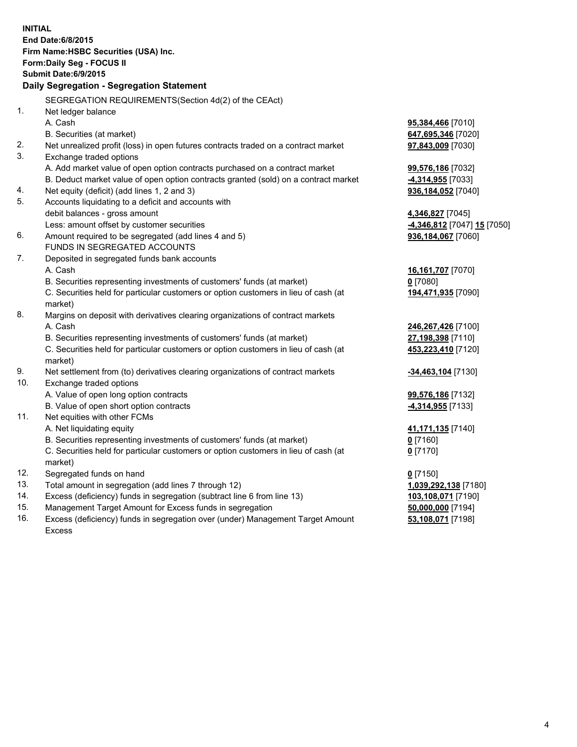**INITIAL**
**End Date:6/8/2015**
**Firm Name:HSBC Securities (USA) Inc.**
**Form:Daily Seg - FOCUS II**
**Submit Date:6/9/2015**

**Daily Segregation - Segregation Statement**

SEGREGATION REQUIREMENTS(Section 4d(2) of the CEAct)

| | | |
|---|---|---|
| 1. | Net ledger balance | |
| | A. Cash | **95,384,466** [7010] |
| | B. Securities (at market) | **647,695,346** [7020] |
| 2. | Net unrealized profit (loss) in open futures contracts traded on a contract market | **97,843,009** [7030] |
| 3. | Exchange traded options | |
| | A. Add market value of open option contracts purchased on a contract market | **99,576,186** [7032] |
| | B. Deduct market value of open option contracts granted (sold) on a contract market | **-4,314,955** [7033] |
| 4. | Net equity (deficit) (add lines 1, 2 and 3) | **936,184,052** [7040] |
| 5. | Accounts liquidating to a deficit and accounts with debit balances - gross amount | **4,346,827** [7045] |
| | Less: amount offset by customer securities | **-4,346,812** [7047] **15** [7050] |
| 6. | Amount required to be segregated (add lines 4 and 5) | **936,184,067** [7060] |
| | FUNDS IN SEGREGATED ACCOUNTS | |
| 7. | Deposited in segregated funds bank accounts | |
| | A. Cash | **16,161,707** [7070] |
| | B. Securities representing investments of customers' funds (at market) | **0** [7080] |
| | C. Securities held for particular customers or option customers in lieu of cash (at market) | **194,471,935** [7090] |
| 8. | Margins on deposit with derivatives clearing organizations of contract markets | |
| | A. Cash | **246,267,426** [7100] |
| | B. Securities representing investments of customers' funds (at market) | **27,198,398** [7110] |
| | C. Securities held for particular customers or option customers in lieu of cash (at market) | **453,223,410** [7120] |
| 9. | Net settlement from (to) derivatives clearing organizations of contract markets | **-34,463,104** [7130] |
| 10. | Exchange traded options | |
| | A. Value of open long option contracts | **99,576,186** [7132] |
| | B. Value of open short option contracts | **-4,314,955** [7133] |
| 11. | Net equities with other FCMs | |
| | A. Net liquidating equity | **41,171,135** [7140] |
| | B. Securities representing investments of customers' funds (at market) | **0** [7160] |
| | C. Securities held for particular customers or option customers in lieu of cash (at market) | **0** [7170] |
| 12. | Segregated funds on hand | **0** [7150] |
| 13. | Total amount in segregation (add lines 7 through 12) | **1,039,292,138** [7180] |
| 14. | Excess (deficiency) funds in segregation (subtract line 6 from line 13) | **103,108,071** [7190] |
| 15. | Management Target Amount for Excess funds in segregation | **50,000,000** [7194] |
| 16. | Excess (deficiency) funds in segregation over (under) Management Target Amount Excess | **53,108,071** [7198] |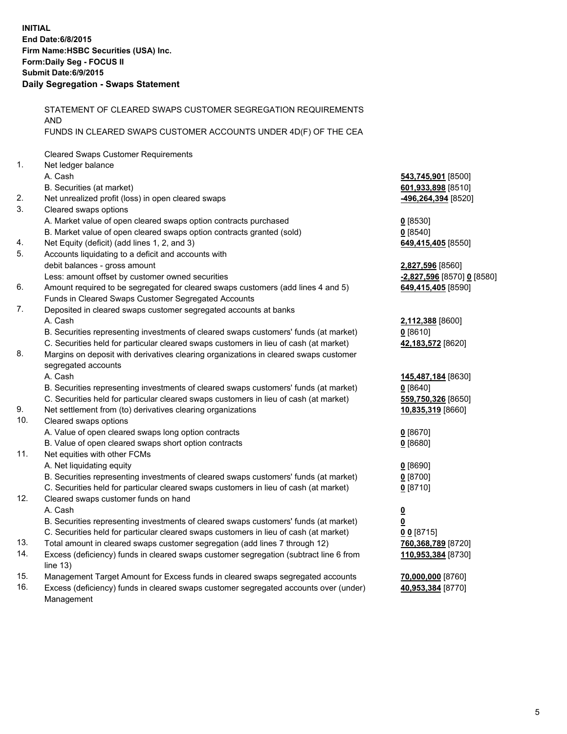**INITIAL**
**End Date:6/8/2015**
**Firm Name:HSBC Securities (USA) Inc.**
**Form:Daily Seg - FOCUS II**
**Submit Date:6/9/2015**
**Daily Segregation - Swaps Statement**

STATEMENT OF CLEARED SWAPS CUSTOMER SEGREGATION REQUIREMENTS AND
FUNDS IN CLEARED SWAPS CUSTOMER ACCOUNTS UNDER 4D(F) OF THE CEA

| | | |
|---|---|---|
| | Cleared Swaps Customer Requirements | |
| 1. | Net ledger balance | |
| | A. Cash | 543,745,901 [8500] |
| | B. Securities (at market) | 601,933,898 [8510] |
| 2. | Net unrealized profit (loss) in open cleared swaps | -496,264,394 [8520] |
| 3. | Cleared swaps options | |
| | A. Market value of open cleared swaps option contracts purchased | 0 [8530] |
| | B. Market value of open cleared swaps option contracts granted (sold) | 0 [8540] |
| 4. | Net Equity (deficit) (add lines 1, 2, and 3) | 649,415,405 [8550] |
| 5. | Accounts liquidating to a deficit and accounts with debit balances - gross amount | 2,827,596 [8560] |
| | Less: amount offset by customer owned securities | -2,827,596 [8570] 0 [8580] |
| 6. | Amount required to be segregated for cleared swaps customers (add lines 4 and 5) | 649,415,405 [8590] |
| | Funds in Cleared Swaps Customer Segregated Accounts | |
| 7. | Deposited in cleared swaps customer segregated accounts at banks | |
| | A. Cash | 2,112,388 [8600] |
| | B. Securities representing investments of cleared swaps customers' funds (at market) | 0 [8610] |
| | C. Securities held for particular cleared swaps customers in lieu of cash (at market) | 42,183,572 [8620] |
| 8. | Margins on deposit with derivatives clearing organizations in cleared swaps customer segregated accounts | |
| | A. Cash | 145,487,184 [8630] |
| | B. Securities representing investments of cleared swaps customers' funds (at market) | 0 [8640] |
| | C. Securities held for particular cleared swaps customers in lieu of cash (at market) | 559,750,326 [8650] |
| 9. | Net settlement from (to) derivatives clearing organizations | 10,835,319 [8660] |
| 10. | Cleared swaps options | |
| | A. Value of open cleared swaps long option contracts | 0 [8670] |
| | B. Value of open cleared swaps short option contracts | 0 [8680] |
| 11. | Net equities with other FCMs | |
| | A. Net liquidating equity | 0 [8690] |
| | B. Securities representing investments of cleared swaps customers' funds (at market) | 0 [8700] |
| | C. Securities held for particular cleared swaps customers in lieu of cash (at market) | 0 [8710] |
| 12. | Cleared swaps customer funds on hand | |
| | A. Cash | 0 |
| | B. Securities representing investments of cleared swaps customers' funds (at market) | 0 |
| | C. Securities held for particular cleared swaps customers in lieu of cash (at market) | 0 0 [8715] |
| 13. | Total amount in cleared swaps customer segregation (add lines 7 through 12) | 760,368,789 [8720] |
| 14. | Excess (deficiency) funds in cleared swaps customer segregation (subtract line 6 from line 13) | 110,953,384 [8730] |
| 15. | Management Target Amount for Excess funds in cleared swaps segregated accounts | 70,000,000 [8760] |
| 16. | Excess (deficiency) funds in cleared swaps customer segregated accounts over (under) Management | 40,953,384 [8770] |